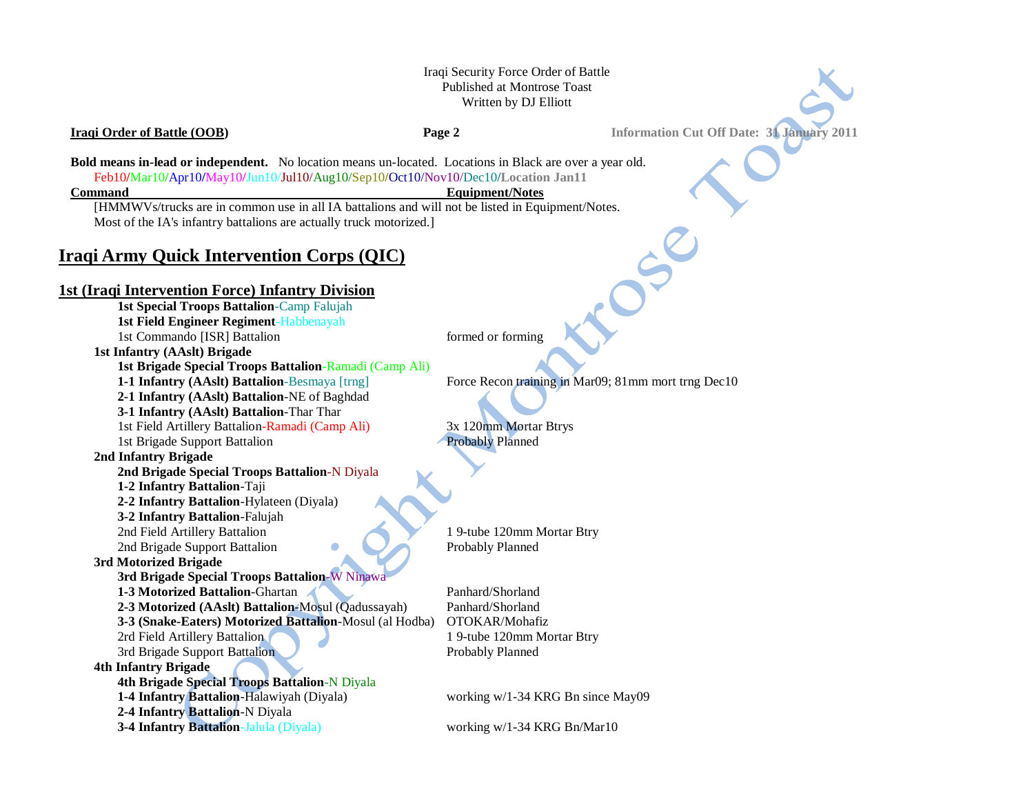Iraqi Security Force Order of Battle
Published at Montrose Toast
Written by DJ Elliott

**Iraqi Order of Battle (OOB)** | **Information Cut Off Date: 31 January 2011**

**Bold means in-lead or independent.** No location means un-located. Locations in Black are over a year old.
Feb10/Mar10/Apr10/May10/Jun10/Jul10/Aug10/Sep10/Oct10/Nov10/Dec10/**Location Jan11**

| Command | Equipment/Notes |
|---|---|

[HMMWVs/trucks are in common use in all IA battalions and will not be listed in Equipment/Notes.
Most of the IA's infantry battalions are actually truck motorized.]

# Iraqi Army Quick Intervention Corps (QIC)

## 1st (Iraqi Intervention Force) Infantry Division

| Command | Equipment/Notes |
|---|---|
| **1st Special Troops Battalion**-Camp Falujah | |
| **1st Field Engineer Regiment**-Habbenayah | |
| 1st Commando [ISR] Battalion | formed or forming |
| **1st Infantry (AAslt) Brigade** | |
| **1st Brigade Special Troops Battalion**-Ramadi (Camp Ali) | |
| **1-1 Infantry (AAslt) Battalion**-Besmaya [trng] | Force Recon training in Mar09; 81mm mort trng Dec10 |
| **2-1 Infantry (AAslt) Battalion**-NE of Baghdad | |
| **3-1 Infantry (AAslt) Battalion**-Thar Thar | |
| 1st Field Artillery Battalion-Ramadi (Camp Ali) | 3x 120mm Mortar Btrys |
| 1st Brigade Support Battalion | Probably Planned |
| **2nd Infantry Brigade** | |
| **2nd Brigade Special Troops Battalion**-N Diyala | |
| **1-2 Infantry Battalion**-Taji | |
| **2-2 Infantry Battalion**-Hylateen (Diyala) | |
| **3-2 Infantry Battalion**-Falujah | |
| 2nd Field Artillery Battalion | 1 9-tube 120mm Mortar Btry |
| 2nd Brigade Support Battalion | Probably Planned |
| **3rd Motorized Brigade** | |
| **3rd Brigade Special Troops Battalion**-W Ninawa | |
| **1-3 Motorized Battalion**-Ghartan | Panhard/Shorland |
| **2-3 Motorized (AAslt) Battalion**-Mosul (Qadussayah) | Panhard/Shorland |
| **3-3 (Snake-Eaters) Motorized Battalion**-Mosul (al Hodba) | OTOKAR/Mohafiz |
| 2rd Field Artillery Battalion | 1 9-tube 120mm Mortar Btry |
| 3rd Brigade Support Battalion | Probably Planned |
| **4th Infantry Brigade** | |
| **4th Brigade Special Troops Battalion**-N Diyala | |
| **1-4 Infantry Battalion**-Halawiyah (Diyala) | working w/1-34 KRG Bn since May09 |
| **2-4 Infantry Battalion**-N Diyala | |
| **3-4 Infantry Battalion**-Jalula (Diyala) | working w/1-34 KRG Bn/Mar10 |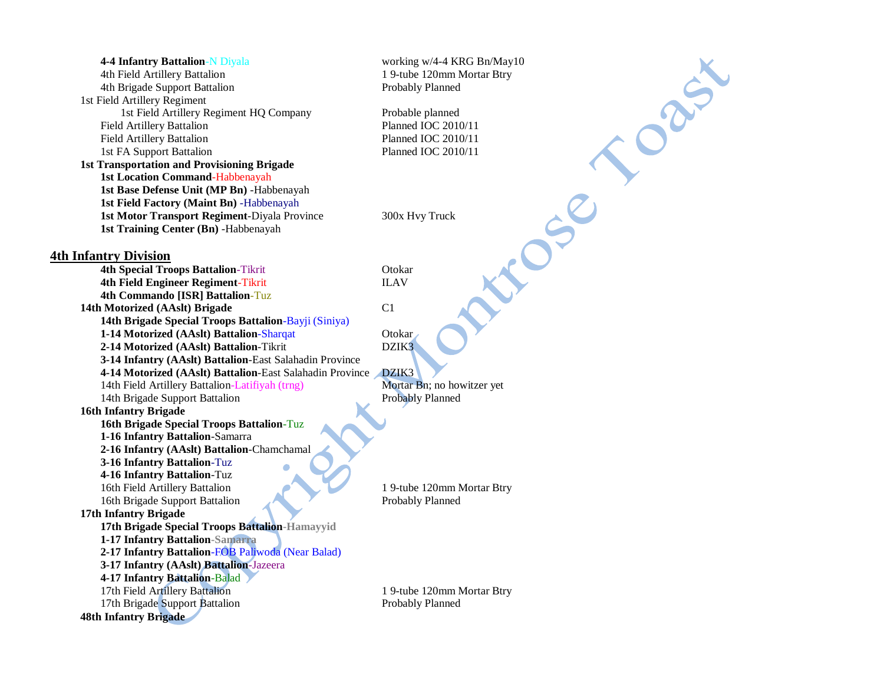**4-4 Infantry Battalion**-N Diyala | working w/4-4 KRG Bn/May10
4th Field Artillery Battalion | 1 9-tube 120mm Mortar Btry
4th Brigade Support Battalion | Probably Planned

1st Field Artillery Regiment
- 1st Field Artillery Regiment HQ Company | Probable planned
- Field Artillery Battalion | Planned IOC 2010/11
- Field Artillery Battalion | Planned IOC 2010/11
- 1st FA Support Battalion | Planned IOC 2010/11

**1st Transportation and Provisioning Brigade**
- **1st Location Command**-Habbenayah
- **1st Base Defense Unit (MP Bn)** -Habbenayah
- **1st Field Factory (Maint Bn)** -Habbenayah
- **1st Motor Transport Regiment**-Diyala Province | 300x Hvy Truck
- **1st Training Center (Bn)** -Habbenayah

## 4th Infantry Division

- **4th Special Troops Battalion**-Tikrit | Otokar
- **4th Field Engineer Regiment**-Tikrit | ILAV
- **4th Commando [ISR] Battalion**-Tuz

**14th Motorized (AAslt) Brigade** | C1
- **14th Brigade Special Troops Battalion**-Bayji (Siniya)
- **1-14 Motorized (AAslt) Battalion**-Sharqat | Otokar
- **2-14 Motorized (AAslt) Battalion**-Tikrit | DZIK3
- **3-14 Infantry (AAslt) Battalion**-East Salahadin Province
- **4-14 Motorized (AAslt) Battalion**-East Salahadin Province | DZIK3
- 14th Field Artillery Battalion-Latifiyah (trng) | Mortar Bn; no howitzer yet
- 14th Brigade Support Battalion | Probably Planned

**16th Infantry Brigade**
- **16th Brigade Special Troops Battalion**-Tuz
- **1-16 Infantry Battalion**-Samarra
- **2-16 Infantry (AAslt) Battalion**-Chamchamal
- **3-16 Infantry Battalion**-Tuz
- **4-16 Infantry Battalion**-Tuz
- 16th Field Artillery Battalion | 1 9-tube 120mm Mortar Btry
- 16th Brigade Support Battalion | Probably Planned

**17th Infantry Brigade**
- **17th Brigade Special Troops Battalion**-**Hamayyid**
- **1-17 Infantry Battalion**-**Samarra**
- **2-17 Infantry Battalion**-FOB Paliwoda (Near Balad)
- **3-17 Infantry (AAslt) Battalion**-Jazeera
- **4-17 Infantry Battalion**-Balad
- 17th Field Artillery Battalion | 1 9-tube 120mm Mortar Btry
- 17th Brigade Support Battalion | Probably Planned

**48th Infantry Brigade**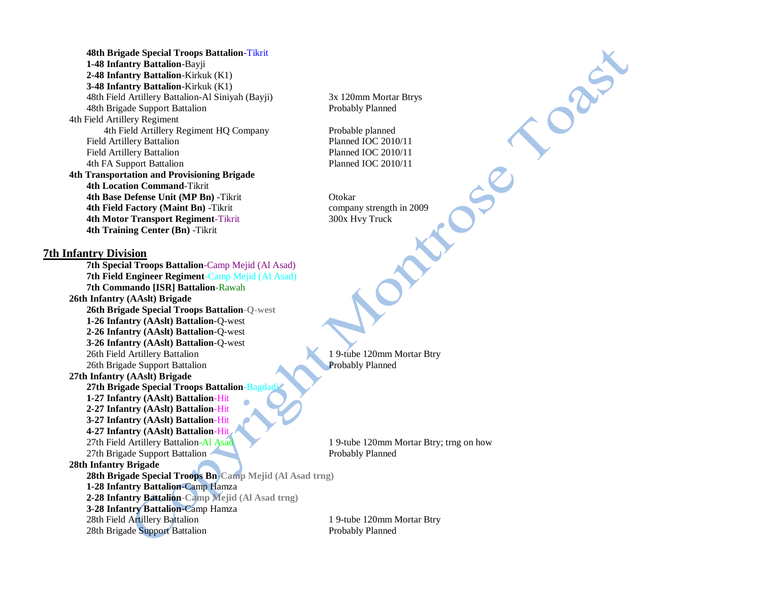**48th Brigade Special Troops Battalion**-Tikrit
**1-48 Infantry Battalion**-Bayji
**2-48 Infantry Battalion**-Kirkuk (K1)
**3-48 Infantry Battalion**-Kirkuk (K1)
48th Field Artillery Battalion-Al Siniyah (Bayji) — 3x 120mm Mortar Btrys
48th Brigade Support Battalion — Probably Planned

4th Field Artillery Regiment
4th Field Artillery Regiment HQ Company — Probable planned
Field Artillery Battalion — Planned IOC 2010/11
Field Artillery Battalion — Planned IOC 2010/11
4th FA Support Battalion — Planned IOC 2010/11

**4th Transportation and Provisioning Brigade**
**4th Location Command**-Tikrit
**4th Base Defense Unit (MP Bn)** -Tikrit — Otokar
**4th Field Factory (Maint Bn)** -Tikrit — company strength in 2009
**4th Motor Transport Regiment**-Tikrit — 300x Hvy Truck
**4th Training Center (Bn)** -Tikrit

## 7th Infantry Division

**7th Special Troops Battalion**-Camp Mejid (Al Asad)
**7th Field Engineer Regiment**-Camp Mejid (Al Asad)
**7th Commando [ISR] Battalion**-Rawah

**26th Infantry (AAslt) Brigade**
**26th Brigade Special Troops Battalion**-**Q-west**
**1-26 Infantry (AAslt) Battalion**-Q-west
**2-26 Infantry (AAslt) Battalion**-Q-west
**3-26 Infantry (AAslt) Battalion**-Q-west
26th Field Artillery Battalion — 1 9-tube 120mm Mortar Btry
26th Brigade Support Battalion — Probably Planned

**27th Infantry (AAslt) Brigade**
**27th Brigade Special Troops Battalion**-Bagdadi
**1-27 Infantry (AAslt) Battalion**-Hit
**2-27 Infantry (AAslt) Battalion**-Hit
**3-27 Infantry (AAslt) Battalion**-Hit
**4-27 Infantry (AAslt) Battalion**-Hit
27th Field Artillery Battalion-Al Asad — 1 9-tube 120mm Mortar Btry; trng on how
27th Brigade Support Battalion — Probably Planned

**28th Infantry Brigade**
**28th Brigade Special Troops Bn**-**Camp Mejid (Al Asad trng)**
**1-28 Infantry Battalion**-Camp Hamza
**2-28 Infantry Battalion**-**Camp Mejid (Al Asad trng)**
**3-28 Infantry Battalion**-Camp Hamza
28th Field Artillery Battalion — 1 9-tube 120mm Mortar Btry
28th Brigade Support Battalion — Probably Planned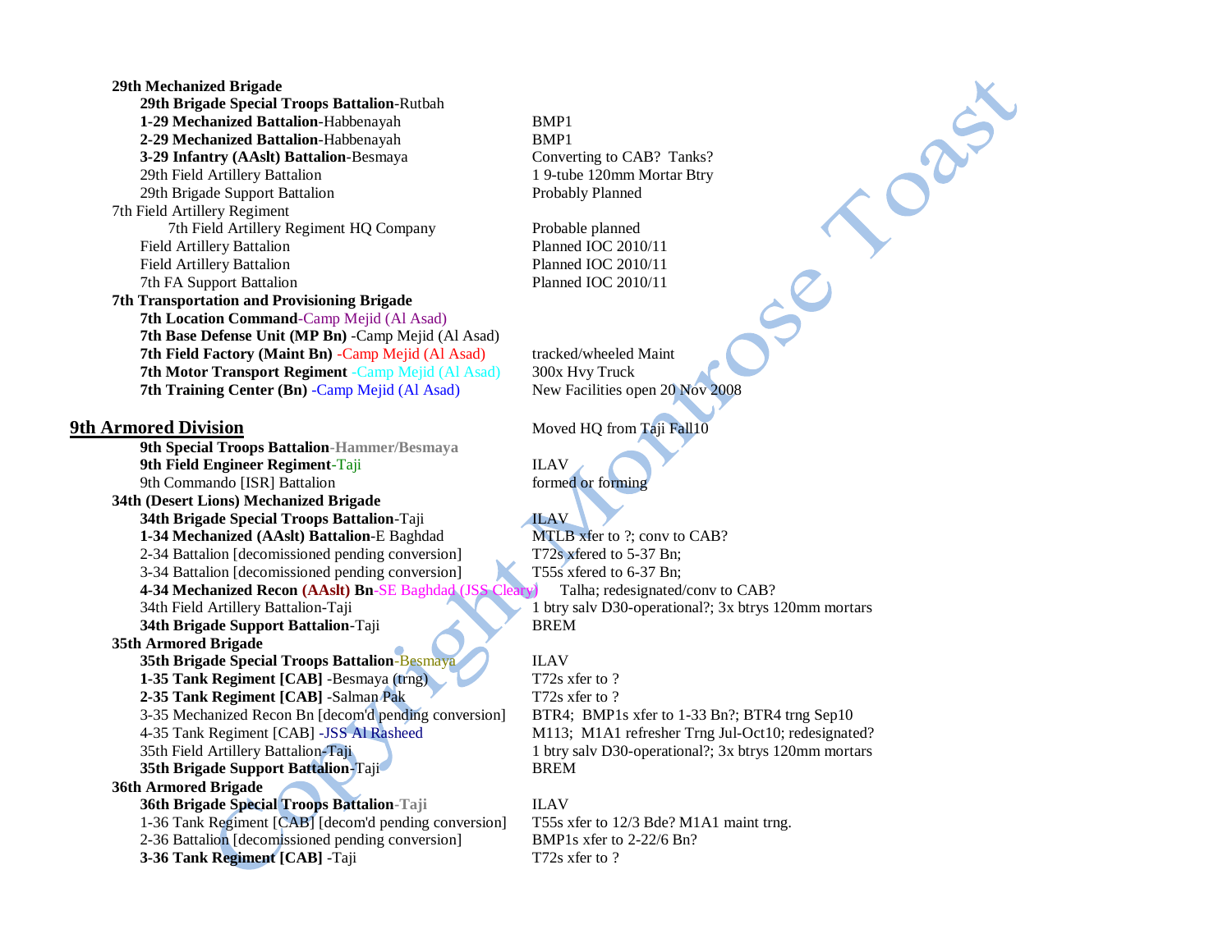**29th Mechanized Brigade**

| Unit | Notes |
|---|---|
| **29th Brigade Special Troops Battalion**-Rutbah | |
| **1-29 Mechanized Battalion**-Habbenayah | BMP1 |
| **2-29 Mechanized Battalion**-Habbenayah | BMP1 |
| **3-29 Infantry (AAslt) Battalion**-Besmaya | Converting to CAB? Tanks? |
| 29th Field Artillery Battalion | 1 9-tube 120mm Mortar Btry |
| 29th Brigade Support Battalion | Probably Planned |

7th Field Artillery Regiment

| Unit | Notes |
|---|---|
| 7th Field Artillery Regiment HQ Company | Probable planned |
| Field Artillery Battalion | Planned IOC 2010/11 |
| Field Artillery Battalion | Planned IOC 2010/11 |
| 7th FA Support Battalion | Planned IOC 2010/11 |

**7th Transportation and Provisioning Brigade**

| Unit | Notes |
|---|---|
| **7th Location Command**-Camp Mejid (Al Asad) | |
| **7th Base Defense Unit (MP Bn)** -Camp Mejid (Al Asad) | |
| **7th Field Factory (Maint Bn)** -Camp Mejid (Al Asad) | tracked/wheeled Maint |
| **7th Motor Transport Regiment** -Camp Mejid (Al Asad) | 300x Hvy Truck |
| **7th Training Center (Bn)** -Camp Mejid (Al Asad) | New Facilities open 20 Nov 2008 |

## 9th Armored Division

Moved HQ from Taji Fall10

| Unit | Notes |
|---|---|
| **9th Special Troops Battalion**-**Hammer/Besmaya** | |
| **9th Field Engineer Regiment**-Taji | ILAV |
| 9th Commando [ISR] Battalion | formed or forming |

**34th (Desert Lions) Mechanized Brigade**

| Unit | Notes |
|---|---|
| **34th Brigade Special Troops Battalion**-Taji | ILAV |
| **1-34 Mechanized (AAslt) Battalion**-E Baghdad | MTLB xfer to ?; conv to CAB? |
| 2-34 Battalion [decomissioned pending conversion] | T72s xfered to 5-37 Bn; |
| 3-34 Battalion [decomissioned pending conversion] | T55s xfered to 6-37 Bn; |
| **4-34 Mechanized Recon (AAslt) Bn**-SE Baghdad (JSS Cleary) | Talha; redesignated/conv to CAB? |
| 34th Field Artillery Battalion-Taji | 1 btry salv D30-operational?; 3x btrys 120mm mortars |
| **34th Brigade Support Battalion**-Taji | BREM |

**35th Armored Brigade**

| Unit | Notes |
|---|---|
| **35th Brigade Special Troops Battalion**-Besmaya | ILAV |
| **1-35 Tank Regiment [CAB]** -Besmaya (trng) | T72s xfer to ? |
| **2-35 Tank Regiment [CAB]** -Salman Pak | T72s xfer to ? |
| 3-35 Mechanized Recon Bn [decom'd pending conversion] | BTR4; BMP1s xfer to 1-33 Bn?; BTR4 trng Sep10 |
| 4-35 Tank Regiment [CAB] -JSS Al Rasheed | M113; M1A1 refresher Trng Jul-Oct10; redesignated? |
| 35th Field Artillery Battalion-Taji | 1 btry salv D30-operational?; 3x btrys 120mm mortars |
| **35th Brigade Support Battalion**-Taji | BREM |

**36th Armored Brigade**

| Unit | Notes |
|---|---|
| **36th Brigade Special Troops Battalion**-**Taji** | ILAV |
| 1-36 Tank Regiment [CAB] [decom'd pending conversion] | T55s xfer to 12/3 Bde? M1A1 maint trng. |
| 2-36 Battalion [decomissioned pending conversion] | BMP1s xfer to 2-22/6 Bn? |
| **3-36 Tank Regiment [CAB]** -Taji | T72s xfer to ? |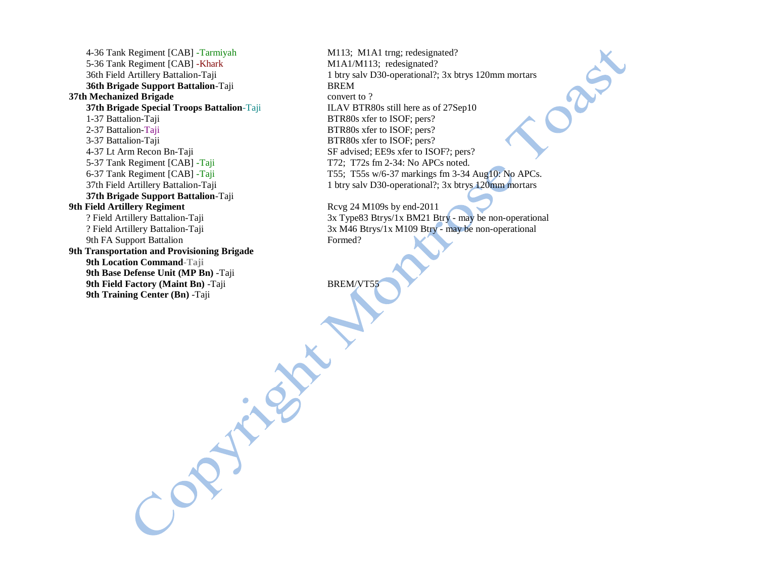| | |
|---|---|
| 4-36 Tank Regiment [CAB] -Tarmiyah | M113; M1A1 trng; redesignated? |
| 5-36 Tank Regiment [CAB] -Khark | M1A1/M113; redesignated? |
| 36th Field Artillery Battalion-Taji | 1 btry salv D30-operational?; 3x btrys 120mm mortars |
| **36th Brigade Support Battalion**-Taji | BREM |
| **37th Mechanized Brigade** | convert to ? |
| **37th Brigade Special Troops Battalion**-Taji | ILAV BTR80s still here as of 27Sep10 |
| 1-37 Battalion-Taji | BTR80s xfer to ISOF; pers? |
| 2-37 Battalion-Taji | BTR80s xfer to ISOF; pers? |
| 3-37 Battalion-Taji | BTR80s xfer to ISOF; pers? |
| 4-37 Lt Arm Recon Bn-Taji | SF advised; EE9s xfer to ISOF?; pers? |
| 5-37 Tank Regiment [CAB] -Taji | T72; T72s fm 2-34: No APCs noted. |
| 6-37 Tank Regiment [CAB] -Taji | T55; T55s w/6-37 markings fm 3-34 Aug10: No APCs. |
| 37th Field Artillery Battalion-Taji | 1 btry salv D30-operational?; 3x btrys 120mm mortars |
| **37th Brigade Support Battalion**-Taji | |
| **9th Field Artillery Regiment** | Rcvg 24 M109s by end-2011 |
| ? Field Artillery Battalion-Taji | 3x Type83 Btrys/1x BM21 Btry - may be non-operational |
| ? Field Artillery Battalion-Taji | 3x M46 Btrys/1x M109 Btry - may be non-operational |
| 9th FA Support Battalion | Formed? |
| **9th Transportation and Provisioning Brigade** | |
| **9th Location Command**-Taji | |
| **9th Base Defense Unit (MP Bn)** -Taji | |
| **9th Field Factory (Maint Bn)** -Taji | BREM/VT55 |
| **9th Training Center (Bn)** -Taji | |